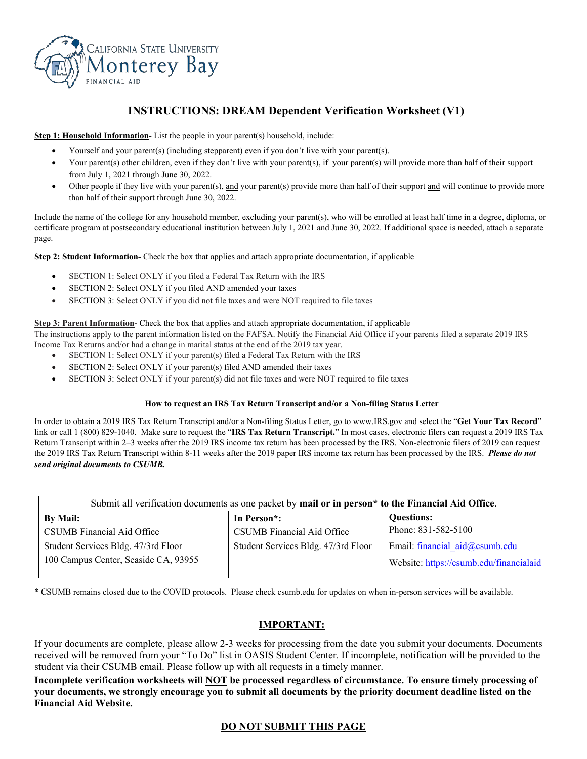CALIFORNIA STATE UNIVERSITY
Monterey Bay
FINANCIAL AID

# INSTRUCTIONS: DREAM Dependent Verification Worksheet (V1)

**Step 1: Household Information-** List the people in your parent(s) household, include:

- Yourself and your parent(s) (including stepparent) even if you don't live with your parent(s).
- Your parent(s) other children, even if they don't live with your parent(s), if your parent(s) will provide more than half of their support from July 1, 2021 through June 30, 2022.
- Other people if they live with your parent(s), and your parent(s) provide more than half of their support and will continue to provide more than half of their support through June 30, 2022.

Include the name of the college for any household member, excluding your parent(s), who will be enrolled at least half time in a degree, diploma, or certificate program at postsecondary educational institution between July 1, 2021 and June 30, 2022. If additional space is needed, attach a separate page.

**Step 2: Student Information-** Check the box that applies and attach appropriate documentation, if applicable

- SECTION 1: Select ONLY if you filed a Federal Tax Return with the IRS
- SECTION 2: Select ONLY if you filed AND amended your taxes
- SECTION 3: Select ONLY if you did not file taxes and were NOT required to file taxes

**Step 3: Parent Information-** Check the box that applies and attach appropriate documentation, if applicable

The instructions apply to the parent information listed on the FAFSA. Notify the Financial Aid Office if your parents filed a separate 2019 IRS Income Tax Returns and/or had a change in marital status at the end of the 2019 tax year.

- SECTION 1: Select ONLY if your parent(s) filed a Federal Tax Return with the IRS
- SECTION 2: Select ONLY if your parent(s) filed AND amended their taxes
- SECTION 3: Select ONLY if your parent(s) did not file taxes and were NOT required to file taxes

**How to request an IRS Tax Return Transcript and/or a Non-filing Status Letter**

In order to obtain a 2019 IRS Tax Return Transcript and/or a Non-filing Status Letter, go to www.IRS.gov and select the "**Get Your Tax Record**" link or call 1 (800) 829-1040. Make sure to request the "**IRS Tax Return Transcript.**" In most cases, electronic filers can request a 2019 IRS Tax Return Transcript within 2–3 weeks after the 2019 IRS income tax return has been processed by the IRS. Non-electronic filers of 2019 can request the 2019 IRS Tax Return Transcript within 8-11 weeks after the 2019 paper IRS income tax return has been processed by the IRS. ***Please do not send original documents to CSUMB.***

| Submit all verification documents as one packet by **mail or in person\* to the Financial Aid Office**. | | |
|---|---|---|
| **By Mail:**<br>CSUMB Financial Aid Office<br>Student Services Bldg. 47/3rd Floor<br>100 Campus Center, Seaside CA, 93955 | **In Person\*:**<br>CSUMB Financial Aid Office<br>Student Services Bldg. 47/3rd Floor | **Questions:**<br>Phone: 831-582-5100<br>Email: financial_aid@csumb.edu<br>Website: https://csumb.edu/financialaid |

\* CSUMB remains closed due to the COVID protocols. Please check csumb.edu for updates on when in-person services will be available.

## IMPORTANT:

If your documents are complete, please allow 2-3 weeks for processing from the date you submit your documents. Documents received will be removed from your "To Do" list in OASIS Student Center. If incomplete, notification will be provided to the student via their CSUMB email. Please follow up with all requests in a timely manner.

**Incomplete verification worksheets will NOT be processed regardless of circumstance. To ensure timely processing of your documents, we strongly encourage you to submit all documents by the priority document deadline listed on the Financial Aid Website.**

## DO NOT SUBMIT THIS PAGE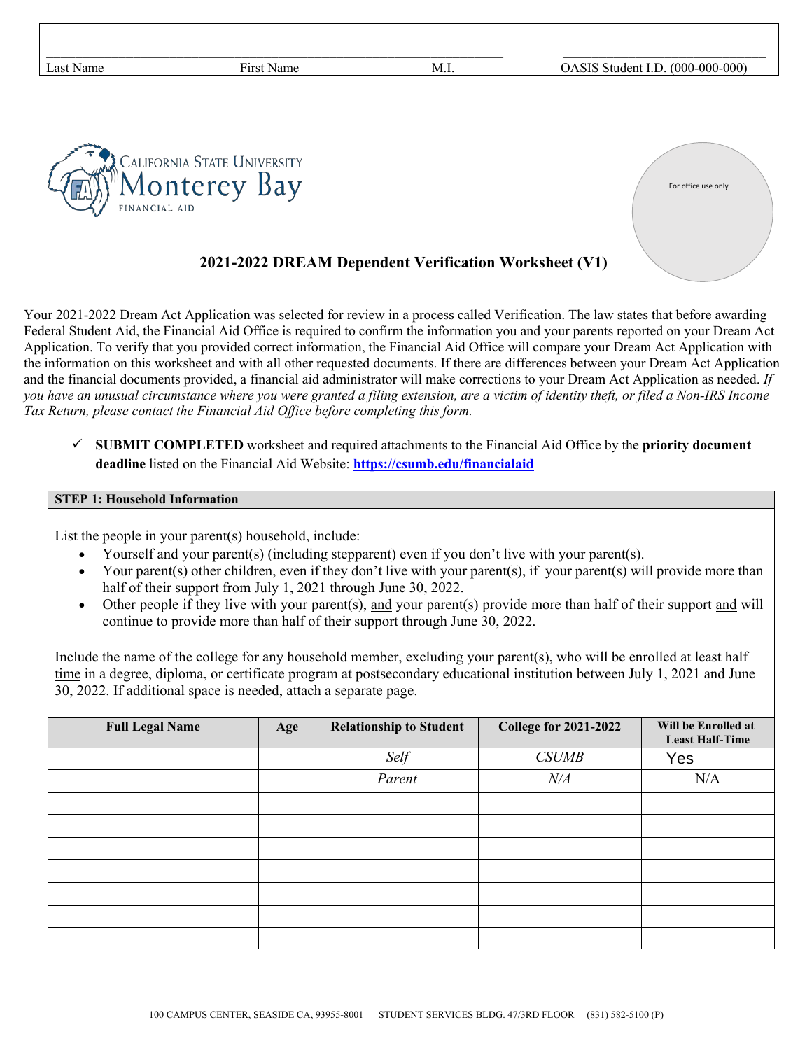| Last Name | First Name | M.I. | OASIS Student I.D. (000-000-000) |
|---|---|---|---|
| | | | |

For office use only

## 2021-2022 DREAM Dependent Verification Worksheet (V1)

Your 2021-2022 Dream Act Application was selected for review in a process called Verification. The law states that before awarding Federal Student Aid, the Financial Aid Office is required to confirm the information you and your parents reported on your Dream Act Application. To verify that you provided correct information, the Financial Aid Office will compare your Dream Act Application with the information on this worksheet and with all other requested documents. If there are differences between your Dream Act Application and the financial documents provided, a financial aid administrator will make corrections to your Dream Act Application as needed. *If you have an unusual circumstance where you were granted a filing extension, are a victim of identity theft, or filed a Non-IRS Income Tax Return, please contact the Financial Aid Office before completing this form.*

✓ **SUBMIT COMPLETED** worksheet and required attachments to the Financial Aid Office by the **priority document deadline** listed on the Financial Aid Website: **https://csumb.edu/financialaid**

**STEP 1: Household Information**

List the people in your parent(s) household, include:

- Yourself and your parent(s) (including stepparent) even if you don't live with your parent(s).
- Your parent(s) other children, even if they don't live with your parent(s), if your parent(s) will provide more than half of their support from July 1, 2021 through June 30, 2022.
- Other people if they live with your parent(s), and your parent(s) provide more than half of their support and will continue to provide more than half of their support through June 30, 2022.

Include the name of the college for any household member, excluding your parent(s), who will be enrolled at least half time in a degree, diploma, or certificate program at postsecondary educational institution between July 1, 2021 and June 30, 2022. If additional space is needed, attach a separate page.

| Full Legal Name | Age | Relationship to Student | College for 2021-2022 | Will be Enrolled at Least Half-Time |
|---|---|---|---|---|
| | | *Self* | *CSUMB* | Yes |
| | | *Parent* | *N/A* | N/A |
| | | | | |
| | | | | |
| | | | | |
| | | | | |
| | | | | |
| | | | | |
| | | | | |

100 CAMPUS CENTER, SEASIDE CA, 93955-8001 | STUDENT SERVICES BLDG. 47/3RD FLOOR | (831) 582-5100 (P)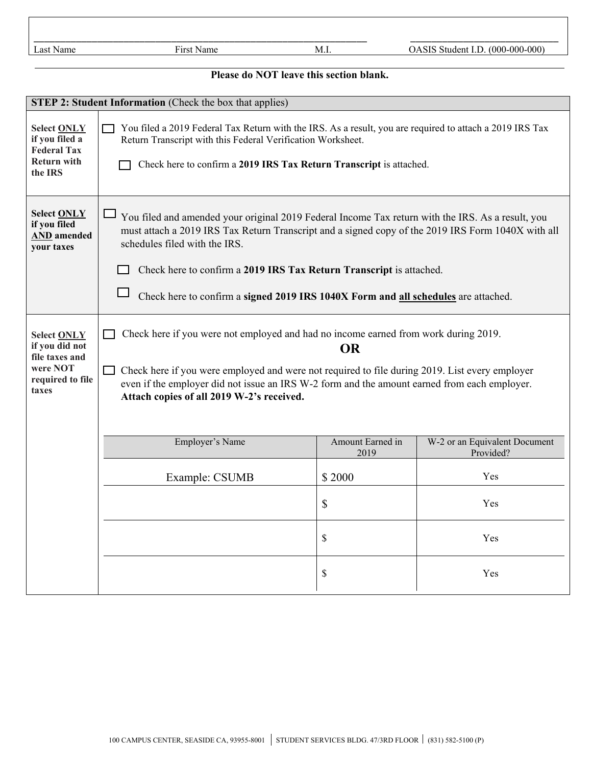| Last Name | First Name | M.I. | OASIS Student I.D. (000-000-000) |
|---|---|---|---|
| | | | |

**Please do NOT leave this section blank.**

| **STEP 2: Student Information** (Check the box that applies) | |
|---|---|
| **Select ONLY if you filed a Federal Tax Return with the IRS** | ☐ You filed a 2019 Federal Tax Return with the IRS. As a result, you are required to attach a 2019 IRS Tax Return Transcript with this Federal Verification Worksheet.<br><br>☐ Check here to confirm a **2019 IRS Tax Return Transcript** is attached. |
| **Select ONLY if you filed AND amended your taxes** | ☐ You filed and amended your original 2019 Federal Income Tax return with the IRS. As a result, you must attach a 2019 IRS Tax Return Transcript and a signed copy of the 2019 IRS Form 1040X with all schedules filed with the IRS.<br><br>☐ Check here to confirm a **2019 IRS Tax Return Transcript** is attached.<br><br>☐ Check here to confirm a **signed 2019 IRS 1040X Form and all schedules** are attached. |
| **Select ONLY if you did not file taxes and were NOT required to file taxes** | ☐ Check here if you were not employed and had no income earned from work during 2019.<br><br>**OR**<br><br>☐ Check here if you were employed and were not required to file during 2019. List every employer even if the employer did not issue an IRS W-2 form and the amount earned from each employer. **Attach copies of all 2019 W-2's received.** |

| Employer's Name | Amount Earned in 2019 | W-2 or an Equivalent Document Provided? |
|---|---|---|
| Example: CSUMB | $ 2000 | Yes |
| | $ | Yes |
| | $ | Yes |
| | $ | Yes |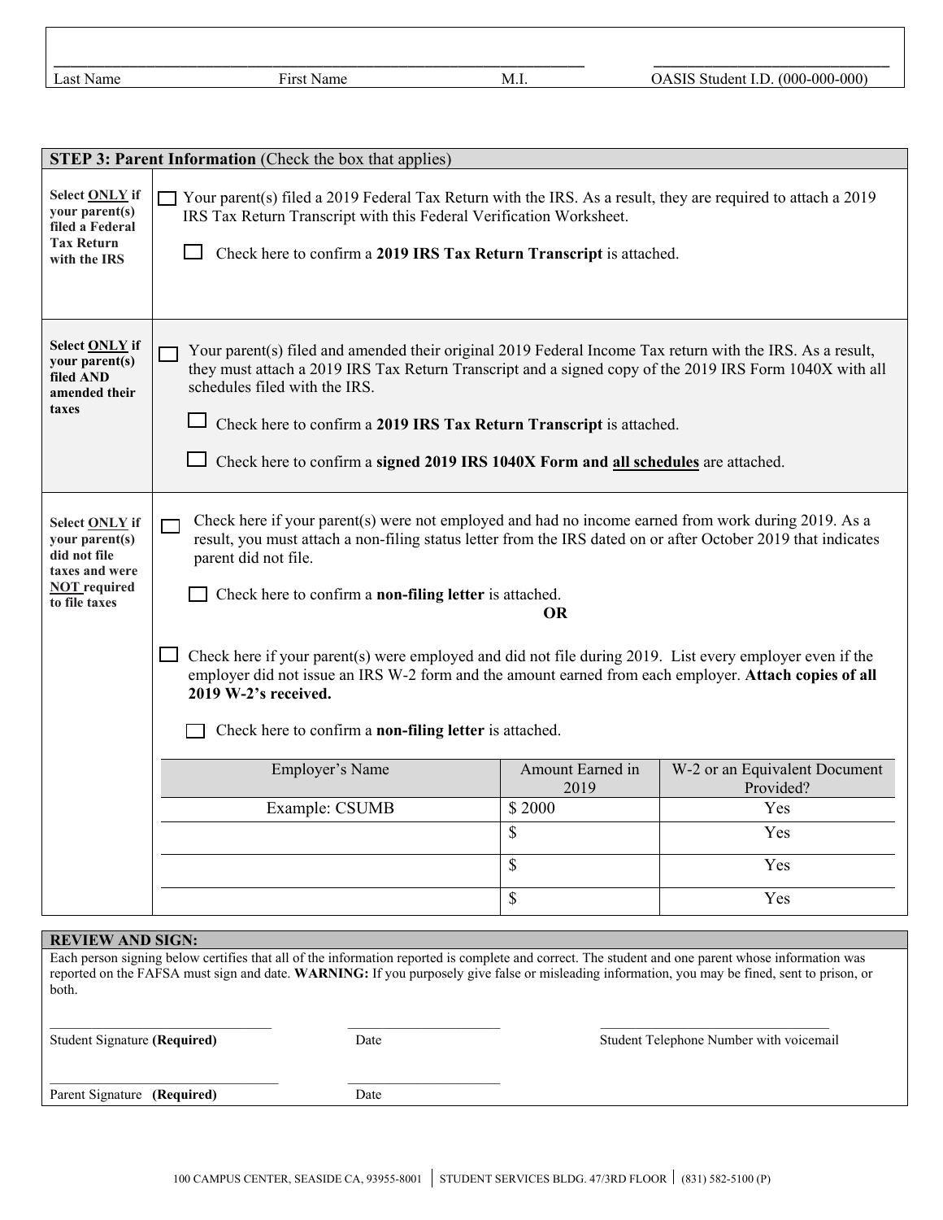| Last Name | First Name | M.I. | OASIS Student I.D. (000-000-000) |
|---|---|---|---|
| | | | |

**STEP 3: Parent Information** (Check the box that applies)

| | |
|---|---|
| **Select ONLY if your parent(s) filed a Federal Tax Return with the IRS** | ☐ Your parent(s) filed a 2019 Federal Tax Return with the IRS. As a result, they are required to attach a 2019 IRS Tax Return Transcript with this Federal Verification Worksheet.<br><br>☐ Check here to confirm a **2019 IRS Tax Return Transcript** is attached. |
| **Select ONLY if your parent(s) filed AND amended their taxes** | ☐ Your parent(s) filed and amended their original 2019 Federal Income Tax return with the IRS. As a result, they must attach a 2019 IRS Tax Return Transcript and a signed copy of the 2019 IRS Form 1040X with all schedules filed with the IRS.<br><br>☐ Check here to confirm a **2019 IRS Tax Return Transcript** is attached.<br><br>☐ Check here to confirm a **signed 2019 IRS 1040X Form and all schedules** are attached. |
| **Select ONLY if your parent(s) did not file taxes and were NOT required to file taxes** | ☐ Check here if your parent(s) were not employed and had no income earned from work during 2019. As a result, you must attach a non-filing status letter from the IRS dated on or after October 2019 that indicates parent did not file.<br><br>☐ Check here to confirm a **non-filing letter** is attached.<br><br>**OR**<br><br>☐ Check here if your parent(s) were employed and did not file during 2019. List every employer even if the employer did not issue an IRS W-2 form and the amount earned from each employer. **Attach copies of all 2019 W-2's received.**<br><br>☐ Check here to confirm a **non-filing letter** is attached. |

| Employer's Name | Amount Earned in 2019 | W-2 or an Equivalent Document Provided? |
|---|---|---|
| Example: CSUMB | $ 2000 | Yes |
| | $ | Yes |
| | $ | Yes |
| | $ | Yes |

**REVIEW AND SIGN:**

Each person signing below certifies that all of the information reported is complete and correct. The student and one parent whose information was reported on the FAFSA must sign and date. **WARNING:** If you purposely give false or misleading information, you may be fined, sent to prison, or both.

Student Signature **(Required)** ____________________ Date ____________________ Student Telephone Number with voicemail ____________________

Parent Signature **(Required)** ____________________ Date ____________________

100 CAMPUS CENTER, SEASIDE CA, 93955-8001 | STUDENT SERVICES BLDG. 47/3RD FLOOR | (831) 582-5100 (P)